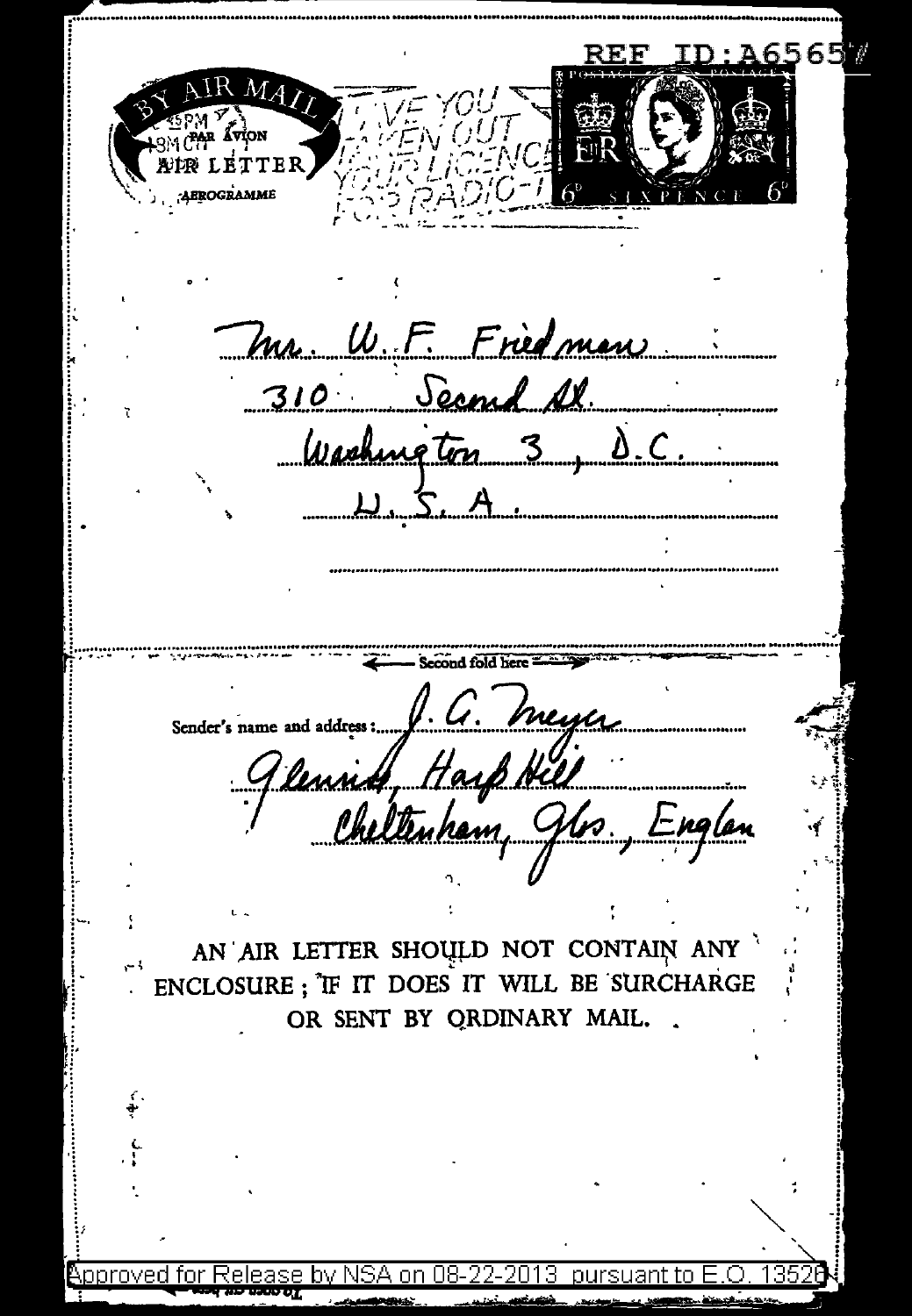REF ID:A65657

BY AIR MAIL
PAR AVION
AIR LETTER
AEROGRAMME

HAVE YOU TAKEN OUT YOUR LICENCE FOR RADIO-T

POSTAGE POSTAGE
ER
6D SIXPENCE 6D

Mr. W. F. Friedman
310 Second St.
Washington 3, D.C.
U.S.A.

← Second fold here →

Sender's name and address: J. G. Meyer
Glennis, Harp Hill
Cheltenham, Glos., Englan

AN AIR LETTER SHOULD NOT CONTAIN ANY ENCLOSURE; IF IT DOES IT WILL BE SURCHARGE OR SENT BY ORDINARY MAIL.

Approved for Release by NSA on 08-22-2013 pursuant to E.O. 13526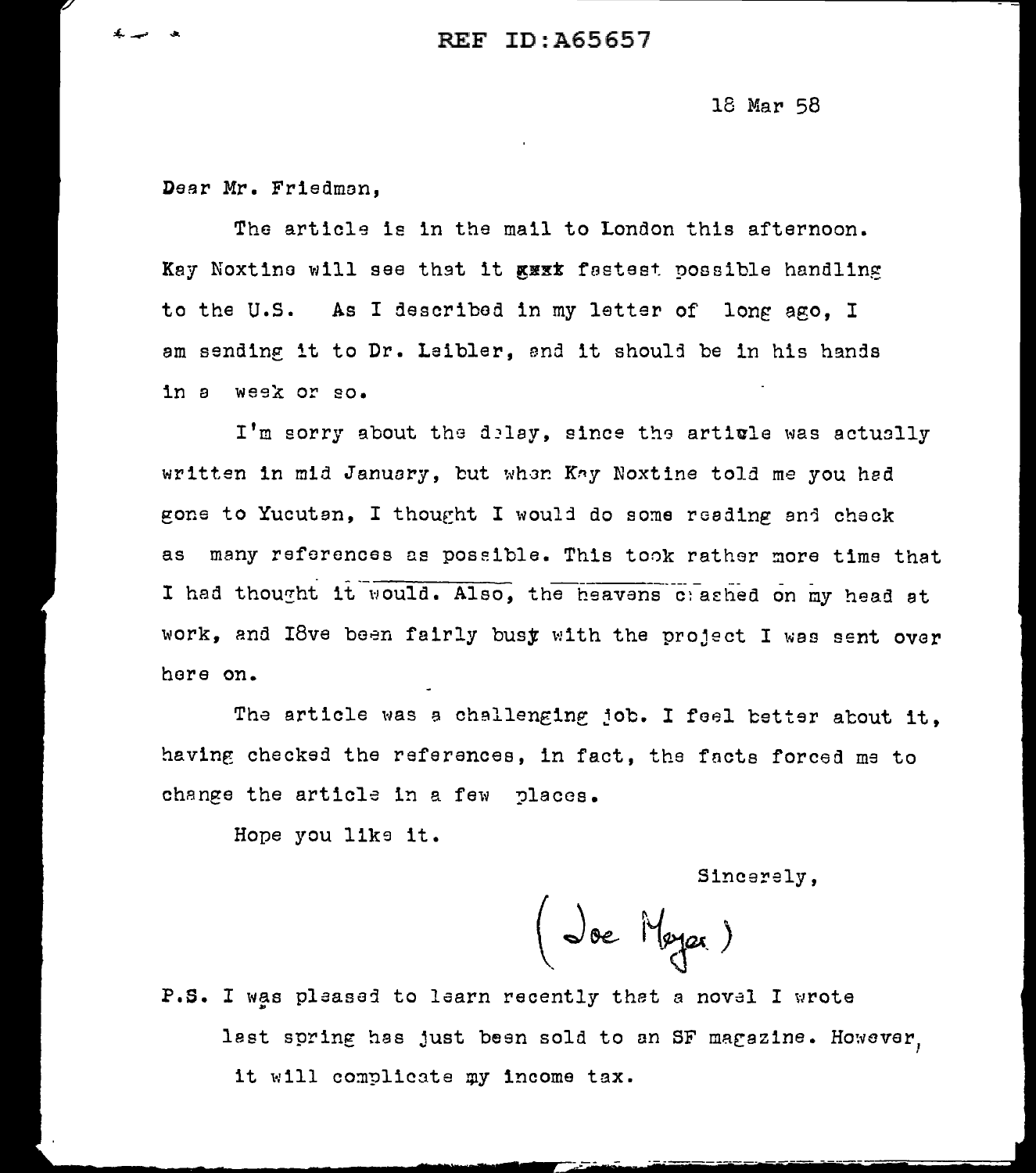REF ID:A65657

18 Mar 58

Dear Mr. Friedman,

The article is in the mail to London this afternoon. Kay Noxtine will see that it ~~gets~~ fastest possible handling to the U.S. As I described in my letter of long ago, I am sending it to Dr. Leibler, and it should be in his hands in a week or so.

I'm sorry about the delay, since the article was actually written in mid January, but when Kay Noxtine told me you had gone to Yucutan, I thought I would do some reading and check as many references as possible. This took rather more time that I had thought it would. Also, the heavens crashed on my head at work, and I8ve been fairly busy with the project I was sent over here on.

The article was a challenging job. I feel better about it, having checked the references, in fact, the facts forced me to change the article in a few places.

Hope you like it.

Sincerely,

(Joe Meyer)

P.S. I was pleased to learn recently that a novel I wrote last spring has just been sold to an SF magazine. However, it will complicate my income tax.